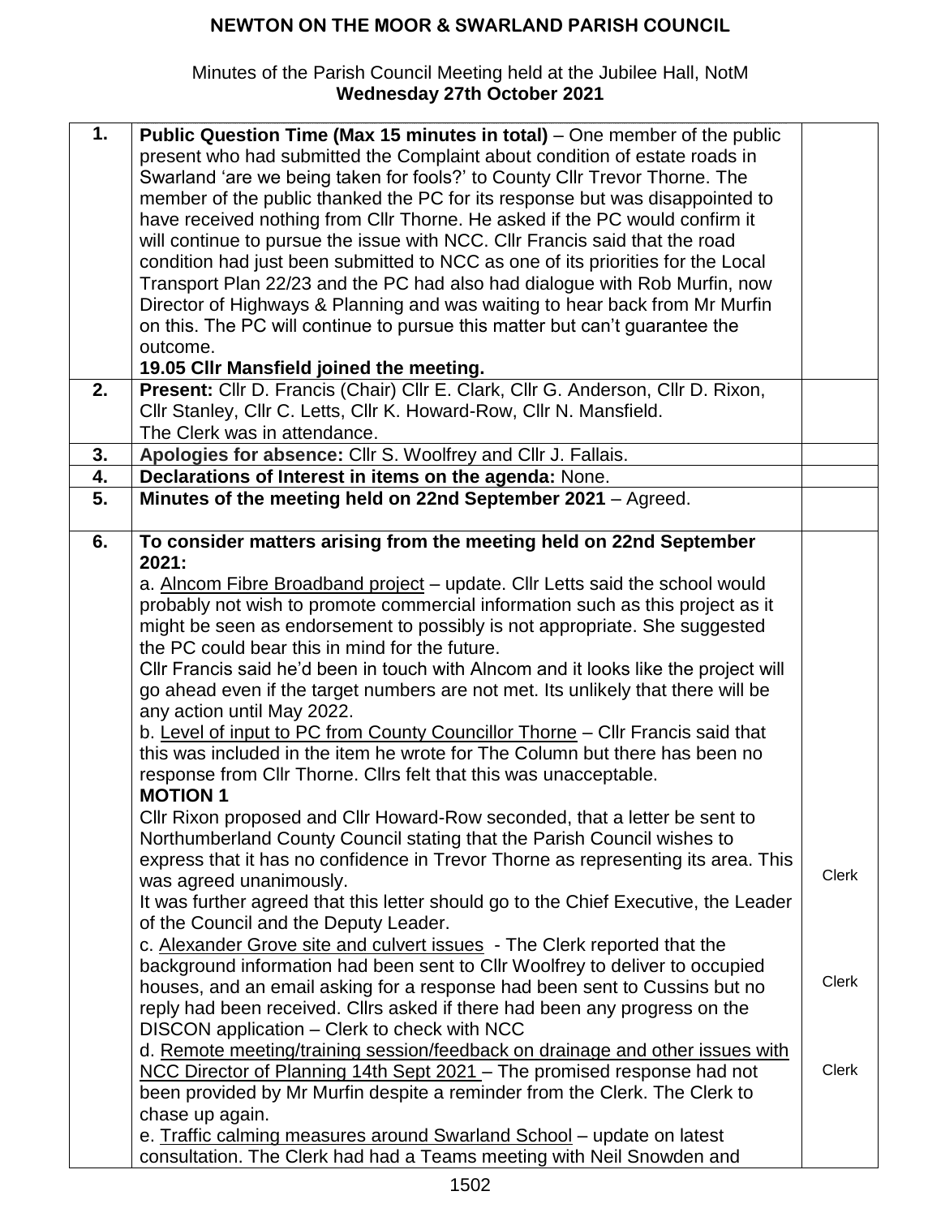# NEWTON ON THE MOOR & SWARLAND PARISH COUNCIL

Minutes of the Parish Council Meeting held at the Jubilee Hall, NotM
**Wednesday 27th October 2021**

| | | |
|---|---|---|
| **1.** | **Public Question Time (Max 15 minutes in total)** – One member of the public present who had submitted the Complaint about condition of estate roads in Swarland 'are we being taken for fools?' to County Cllr Trevor Thorne. The member of the public thanked the PC for its response but was disappointed to have received nothing from Cllr Thorne. He asked if the PC would confirm it will continue to pursue the issue with NCC. Cllr Francis said that the road condition had just been submitted to NCC as one of its priorities for the Local Transport Plan 22/23 and the PC had also had dialogue with Rob Murfin, now Director of Highways & Planning and was waiting to hear back from Mr Murfin on this. The PC will continue to pursue this matter but can't guarantee the outcome.<br>**19.05 Cllr Mansfield joined the meeting.** | |
| **2.** | **Present:** Cllr D. Francis (Chair) Cllr E. Clark, Cllr G. Anderson, Cllr D. Rixon, Cllr Stanley, Cllr C. Letts, Cllr K. Howard-Row, Cllr N. Mansfield.<br>The Clerk was in attendance. | |
| **3.** | **Apologies for absence:** Cllr S. Woolfrey and Cllr J. Fallais. | |
| **4.** | **Declarations of Interest in items on the agenda:** None. | |
| **5.** | **Minutes of the meeting held on 22nd September 2021** – Agreed. | |
| **6.** | **To consider matters arising from the meeting held on 22nd September 2021:**<br>a. Alncom Fibre Broadband project – update. Cllr Letts said the school would probably not wish to promote commercial information such as this project as it might be seen as endorsement to possibly is not appropriate. She suggested the PC could bear this in mind for the future.<br>Cllr Francis said he'd been in touch with Alncom and it looks like the project will go ahead even if the target numbers are not met. Its unlikely that there will be any action until May 2022.<br>b. Level of input to PC from County Councillor Thorne – Cllr Francis said that this was included in the item he wrote for The Column but there has been no response from Cllr Thorne. Cllrs felt that this was unacceptable.<br>**MOTION 1**<br>Cllr Rixon proposed and Cllr Howard-Row seconded, that a letter be sent to Northumberland County Council stating that the Parish Council wishes to express that it has no confidence in Trevor Thorne as representing its area. This was agreed unanimously.<br>It was further agreed that this letter should go to the Chief Executive, the Leader of the Council and the Deputy Leader.<br>c. Alexander Grove site and culvert issues - The Clerk reported that the background information had been sent to Cllr Woolfrey to deliver to occupied houses, and an email asking for a response had been sent to Cussins but no reply had been received. Cllrs asked if there had been any progress on the DISCON application – Clerk to check with NCC<br>d. Remote meeting/training session/feedback on drainage and other issues with NCC Director of Planning 14th Sept 2021 – The promised response had not been provided by Mr Murfin despite a reminder from the Clerk. The Clerk to chase up again.<br>e. Traffic calming measures around Swarland School – update on latest consultation. The Clerk had had a Teams meeting with Neil Snowden and | Clerk<br><br>Clerk<br><br>Clerk |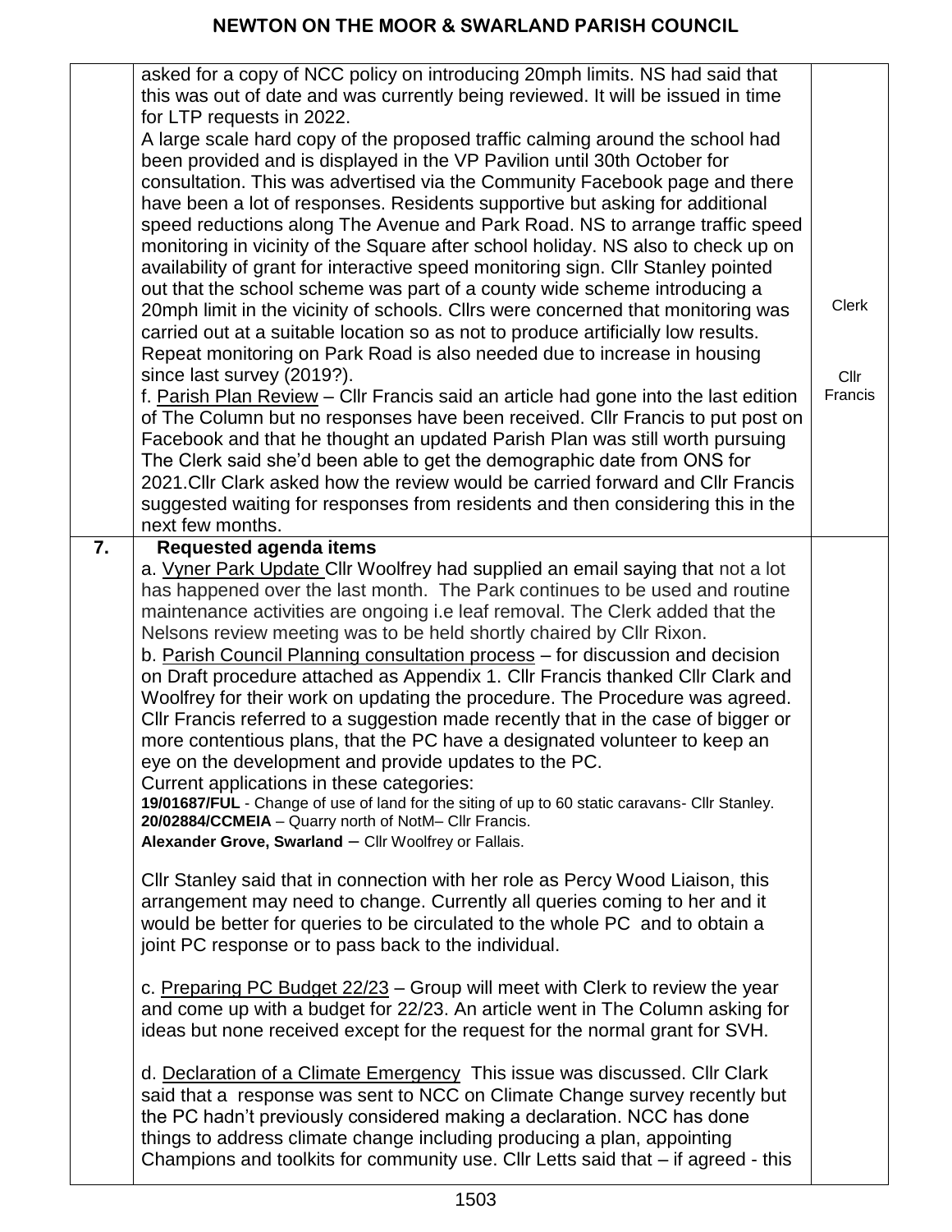| | | |
|---|---|---|
| | asked for a copy of NCC policy on introducing 20mph limits. NS had said that this was out of date and was currently being reviewed. It will be issued in time for LTP requests in 2022.<br>A large scale hard copy of the proposed traffic calming around the school had been provided and is displayed in the VP Pavilion until 30th October for consultation. This was advertised via the Community Facebook page and there have been a lot of responses. Residents supportive but asking for additional speed reductions along The Avenue and Park Road. NS to arrange traffic speed monitoring in vicinity of the Square after school holiday. NS also to check up on availability of grant for interactive speed monitoring sign. Cllr Stanley pointed out that the school scheme was part of a county wide scheme introducing a 20mph limit in the vicinity of schools. Cllrs were concerned that monitoring was carried out at a suitable location so as not to produce artificially low results. Repeat monitoring on Park Road is also needed due to increase in housing since last survey (2019?).<br>f. Parish Plan Review – Cllr Francis said an article had gone into the last edition of The Column but no responses have been received. Cllr Francis to put post on Facebook and that he thought an updated Parish Plan was still worth pursuing The Clerk said she'd been able to get the demographic date from ONS for 2021.Cllr Clark asked how the review would be carried forward and Cllr Francis suggested waiting for responses from residents and then considering this in the next few months. | Clerk<br><br>Cllr Francis |
| **7.** | **Requested agenda items**<br>a. Vyner Park Update Cllr Woolfrey had supplied an email saying that not a lot has happened over the last month. The Park continues to be used and routine maintenance activities are ongoing i.e leaf removal. The Clerk added that the Nelsons review meeting was to be held shortly chaired by Cllr Rixon.<br>b. Parish Council Planning consultation process – for discussion and decision on Draft procedure attached as Appendix 1. Cllr Francis thanked Cllr Clark and Woolfrey for their work on updating the procedure. The Procedure was agreed. Cllr Francis referred to a suggestion made recently that in the case of bigger or more contentious plans, that the PC have a designated volunteer to keep an eye on the development and provide updates to the PC.<br>Current applications in these categories:<br>**19/01687/FUL** - Change of use of land for the siting of up to 60 static caravans- Cllr Stanley.<br>**20/02884/CCMEIA** – Quarry north of NotM– Cllr Francis.<br>**Alexander Grove, Swarland** – Cllr Woolfrey or Fallais.<br><br>Cllr Stanley said that in connection with her role as Percy Wood Liaison, this arrangement may need to change. Currently all queries coming to her and it would be better for queries to be circulated to the whole PC and to obtain a joint PC response or to pass back to the individual.<br><br>c. Preparing PC Budget 22/23 – Group will meet with Clerk to review the year and come up with a budget for 22/23. An article went in The Column asking for ideas but none received except for the request for the normal grant for SVH.<br><br>d. Declaration of a Climate Emergency This issue was discussed. Cllr Clark said that a response was sent to NCC on Climate Change survey recently but the PC hadn't previously considered making a declaration. NCC has done things to address climate change including producing a plan, appointing Champions and toolkits for community use. Cllr Letts said that – if agreed - this | |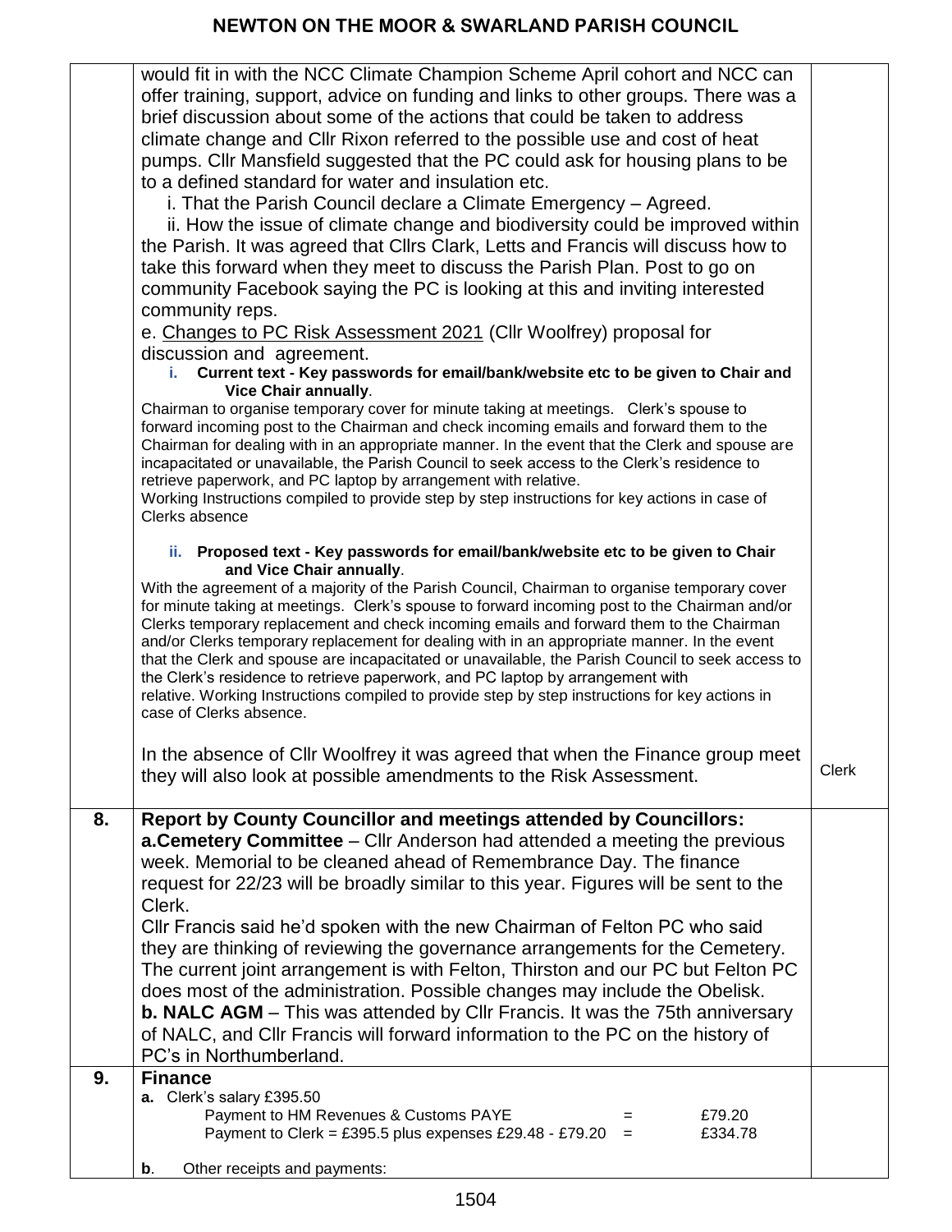| | | |
|---|---|---|
| | would fit in with the NCC Climate Champion Scheme April cohort and NCC can offer training, support, advice on funding and links to other groups. There was a brief discussion about some of the actions that could be taken to address climate change and Cllr Rixon referred to the possible use and cost of heat pumps. Cllr Mansfield suggested that the PC could ask for housing plans to be to a defined standard for water and insulation etc.<br>i. That the Parish Council declare a Climate Emergency – Agreed.<br>ii. How the issue of climate change and biodiversity could be improved within the Parish. It was agreed that Cllrs Clark, Letts and Francis will discuss how to take this forward when they meet to discuss the Parish Plan. Post to go on community Facebook saying the PC is looking at this and inviting interested community reps.<br>e. Changes to PC Risk Assessment 2021 (Cllr Woolfrey) proposal for discussion and agreement.<br>i. **Current text - Key passwords for email/bank/website etc to be given to Chair and Vice Chair annually**.<br>Chairman to organise temporary cover for minute taking at meetings. Clerk's spouse to forward incoming post to the Chairman and check incoming emails and forward them to the Chairman for dealing with in an appropriate manner. In the event that the Clerk and spouse are incapacitated or unavailable, the Parish Council to seek access to the Clerk's residence to retrieve paperwork, and PC laptop by arrangement with relative.<br>Working Instructions compiled to provide step by step instructions for key actions in case of Clerks absence<br>ii. **Proposed text - Key passwords for email/bank/website etc to be given to Chair and Vice Chair annually**.<br>With the agreement of a majority of the Parish Council, Chairman to organise temporary cover for minute taking at meetings. Clerk's spouse to forward incoming post to the Chairman and/or Clerks temporary replacement and check incoming emails and forward them to the Chairman and/or Clerks temporary replacement for dealing with in an appropriate manner. In the event that the Clerk and spouse are incapacitated or unavailable, the Parish Council to seek access to the Clerk's residence to retrieve paperwork, and PC laptop by arrangement with relative. Working Instructions compiled to provide step by step instructions for key actions in case of Clerks absence.<br>In the absence of Cllr Woolfrey it was agreed that when the Finance group meet they will also look at possible amendments to the Risk Assessment. | Clerk |
| **8.** | **Report by County Councillor and meetings attended by Councillors:**<br>**a.Cemetery Committee** – Cllr Anderson had attended a meeting the previous week. Memorial to be cleaned ahead of Remembrance Day. The finance request for 22/23 will be broadly similar to this year. Figures will be sent to the Clerk.<br>Cllr Francis said he'd spoken with the new Chairman of Felton PC who said they are thinking of reviewing the governance arrangements for the Cemetery. The current joint arrangement is with Felton, Thirston and our PC but Felton PC does most of the administration. Possible changes may include the Obelisk.<br>**b. NALC AGM** – This was attended by Cllr Francis. It was the 75th anniversary of NALC, and Cllr Francis will forward information to the PC on the history of PC's in Northumberland. | |
| **9.** | **Finance**<br>**a.** Clerk's salary £395.50<br>Payment to HM Revenues & Customs PAYE = £79.20<br>Payment to Clerk = £395.5 plus expenses £29.48 - £79.20 = £334.78<br>**b**. Other receipts and payments: | |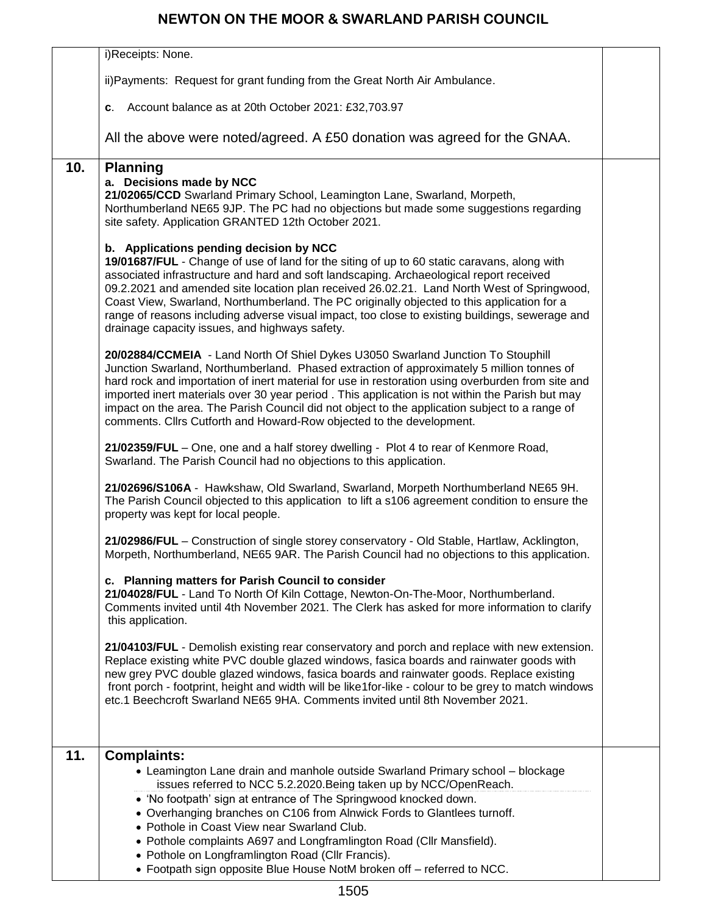| | | |
|---|---|---|
| | i)Receipts: None.<br><br>ii)Payments: Request for grant funding from the Great North Air Ambulance.<br><br>**c**. Account balance as at 20th October 2021: £32,703.97<br><br>All the above were noted/agreed. A £50 donation was agreed for the GNAA. | |
| **10.** | **Planning**<br>**a. Decisions made by NCC**<br>**21/02065/CCD** Swarland Primary School, Leamington Lane, Swarland, Morpeth, Northumberland NE65 9JP. The PC had no objections but made some suggestions regarding site safety. Application GRANTED 12th October 2021.<br><br>**b. Applications pending decision by NCC**<br>**19/01687/FUL** - Change of use of land for the siting of up to 60 static caravans, along with associated infrastructure and hard and soft landscaping. Archaeological report received 09.2.2021 and amended site location plan received 26.02.21. Land North West of Springwood, Coast View, Swarland, Northumberland. The PC originally objected to this application for a range of reasons including adverse visual impact, too close to existing buildings, sewerage and drainage capacity issues, and highways safety.<br><br>**20/02884/CCMEIA** - Land North Of Shiel Dykes U3050 Swarland Junction To Stouphill Junction Swarland, Northumberland. Phased extraction of approximately 5 million tonnes of hard rock and importation of inert material for use in restoration using overburden from site and imported inert materials over 30 year period . This application is not within the Parish but may impact on the area. The Parish Council did not object to the application subject to a range of comments. Cllrs Cutforth and Howard-Row objected to the development.<br><br>**21/02359/FUL** – One, one and a half storey dwelling - Plot 4 to rear of Kenmore Road, Swarland. The Parish Council had no objections to this application.<br><br>**21/02696/S106A** - Hawkshaw, Old Swarland, Swarland, Morpeth Northumberland NE65 9H. The Parish Council objected to this application to lift a s106 agreement condition to ensure the property was kept for local people.<br><br>**21/02986/FUL** – Construction of single storey conservatory - Old Stable, Hartlaw, Acklington, Morpeth, Northumberland, NE65 9AR. The Parish Council had no objections to this application.<br><br>**c. Planning matters for Parish Council to consider**<br>**21/04028/FUL** - Land To North Of Kiln Cottage, Newton-On-The-Moor, Northumberland. Comments invited until 4th November 2021. The Clerk has asked for more information to clarify this application.<br><br>**21/04103/FUL** - Demolish existing rear conservatory and porch and replace with new extension. Replace existing white PVC double glazed windows, fasica boards and rainwater goods with new grey PVC double glazed windows, fasica boards and rainwater goods. Replace existing front porch - footprint, height and width will be like1for-like - colour to be grey to match windows etc.1 Beechcroft Swarland NE65 9HA. Comments invited until 8th November 2021. | |
| **11.** | **Complaints:**<br>• Leamington Lane drain and manhole outside Swarland Primary school – blockage issues referred to NCC 5.2.2020.Being taken up by NCC/OpenReach.<br>• 'No footpath' sign at entrance of The Springwood knocked down.<br>• Overhanging branches on C106 from Alnwick Fords to Glantlees turnoff.<br>• Pothole in Coast View near Swarland Club.<br>• Pothole complaints A697 and Longframlington Road (Cllr Mansfield).<br>• Pothole on Longframlington Road (Cllr Francis).<br>• Footpath sign opposite Blue House NotM broken off – referred to NCC. | |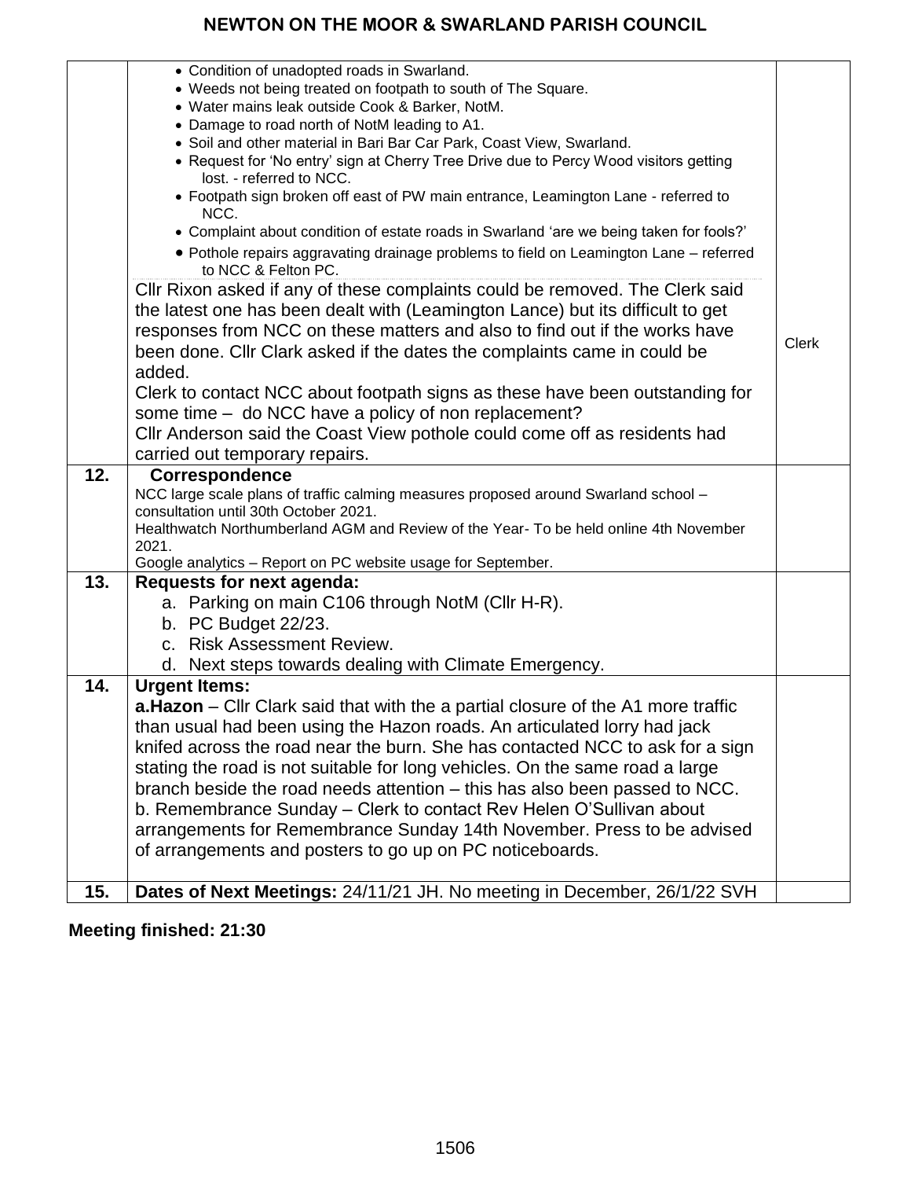| | | |
|---|---|---|
| | • Condition of unadopted roads in Swarland.<br>• Weeds not being treated on footpath to south of The Square.<br>• Water mains leak outside Cook & Barker, NotM.<br>• Damage to road north of NotM leading to A1.<br>• Soil and other material in Bari Bar Car Park, Coast View, Swarland.<br>• Request for 'No entry' sign at Cherry Tree Drive due to Percy Wood visitors getting lost. - referred to NCC.<br>• Footpath sign broken off east of PW main entrance, Leamington Lane - referred to NCC.<br>• Complaint about condition of estate roads in Swarland 'are we being taken for fools?'<br>• Pothole repairs aggravating drainage problems to field on Leamington Lane – referred to NCC & Felton PC.<br>Cllr Rixon asked if any of these complaints could be removed. The Clerk said the latest one has been dealt with (Leamington Lance) but its difficult to get responses from NCC on these matters and also to find out if the works have been done. Cllr Clark asked if the dates the complaints came in could be added.<br>Clerk to contact NCC about footpath signs as these have been outstanding for some time – do NCC have a policy of non replacement?<br>Cllr Anderson said the Coast View pothole could come off as residents had carried out temporary repairs. | Clerk |
| **12.** | **Correspondence**<br>NCC large scale plans of traffic calming measures proposed around Swarland school – consultation until 30th October 2021.<br>Healthwatch Northumberland AGM and Review of the Year- To be held online 4th November 2021.<br>Google analytics – Report on PC website usage for September. | |
| **13.** | **Requests for next agenda:**<br>a. Parking on main C106 through NotM (Cllr H-R).<br>b. PC Budget 22/23.<br>c. Risk Assessment Review.<br>d. Next steps towards dealing with Climate Emergency. | |
| **14.** | **Urgent Items:**<br>**a.Hazon** – Cllr Clark said that with the a partial closure of the A1 more traffic than usual had been using the Hazon roads. An articulated lorry had jack knifed across the road near the burn. She has contacted NCC to ask for a sign stating the road is not suitable for long vehicles. On the same road a large branch beside the road needs attention – this has also been passed to NCC.<br>b. Remembrance Sunday – Clerk to contact Rev Helen O'Sullivan about arrangements for Remembrance Sunday 14th November. Press to be advised of arrangements and posters to go up on PC noticeboards. | |
| **15.** | **Dates of Next Meetings:** 24/11/21 JH. No meeting in December, 26/1/22 SVH | |

**Meeting finished: 21:30**